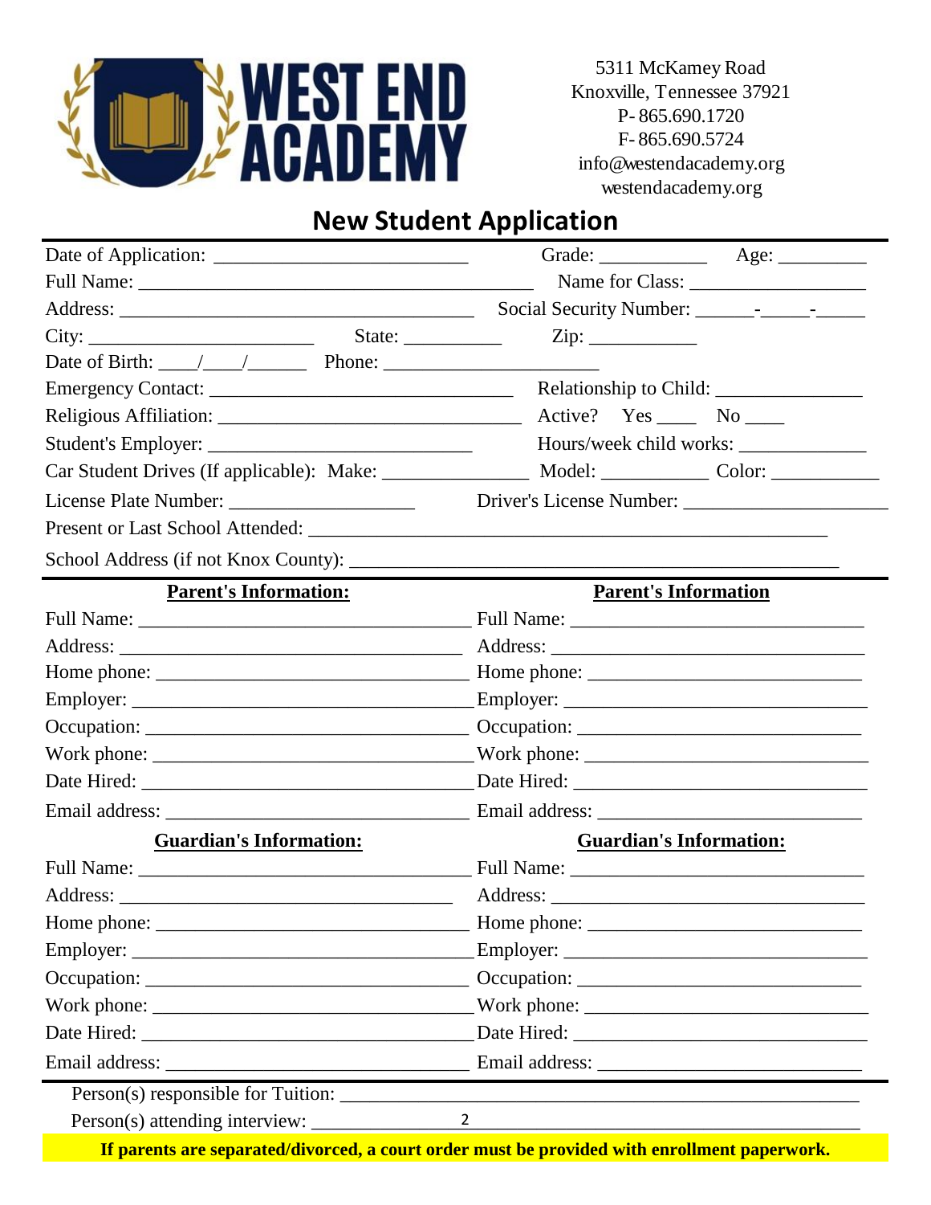**WEST END ACADEMY**

5311 McKamey Road
Knoxville, Tennessee 37921
P- 865.690.1720
F- 865.690.5724
info@westendacademy.org
westendacademy.org

# New Student Application

Date of Application: ___________________________ Grade: ___________ Age: _________

Full Name: ___________________________________________ Name for Class: ___________________

Address: ______________________________________ Social Security Number: ______-_____-_____

City: _______________________ State: __________ Zip: ___________

Date of Birth: ____/____/______ Phone: ______________________

Emergency Contact: _______________________________ Relationship to Child: _______________

Religious Affiliation: _______________________________ Active? Yes ____ No ____

Student's Employer: ___________________________ Hours/week child works: _____________

Car Student Drives (If applicable): Make: _______________ Model: ___________ Color: ___________

License Plate Number: ___________________ Driver's License Number: ____________________

Present or Last School Attended: ____________________________________________________

School Address (if not Knox County): _______________________________________________

| **Parent's Information:** | **Parent's Information** |
|---|---|
| Full Name: ______________________ | Full Name: ______________________ |
| Address: ______________________ | Address: ______________________ |
| Home phone: ______________________ | Home phone: ______________________ |
| Employer: ______________________ | Employer: ______________________ |
| Occupation: ______________________ | Occupation: ______________________ |
| Work phone: ______________________ | Work phone: ______________________ |
| Date Hired: ______________________ | Date Hired: ______________________ |
| Email address: ______________________ | Email address: ______________________ |

| **Guardian's Information:** | **Guardian's Information:** |
|---|---|
| Full Name: ______________________ | Full Name: ______________________ |
| Address: ______________________ | Address: ______________________ |
| Home phone: ______________________ | Home phone: ______________________ |
| Employer: ______________________ | Employer: ______________________ |
| Occupation: ______________________ | Occupation: ______________________ |
| Work phone: ______________________ | Work phone: ______________________ |
| Date Hired: ______________________ | Date Hired: ______________________ |
| Email address: ______________________ | Email address: ______________________ |

Person(s) responsible for Tuition: ____________________________________________________

Person(s) attending interview: ______________________________________________________

**If parents are separated/divorced, a court order must be provided with enrollment paperwork.**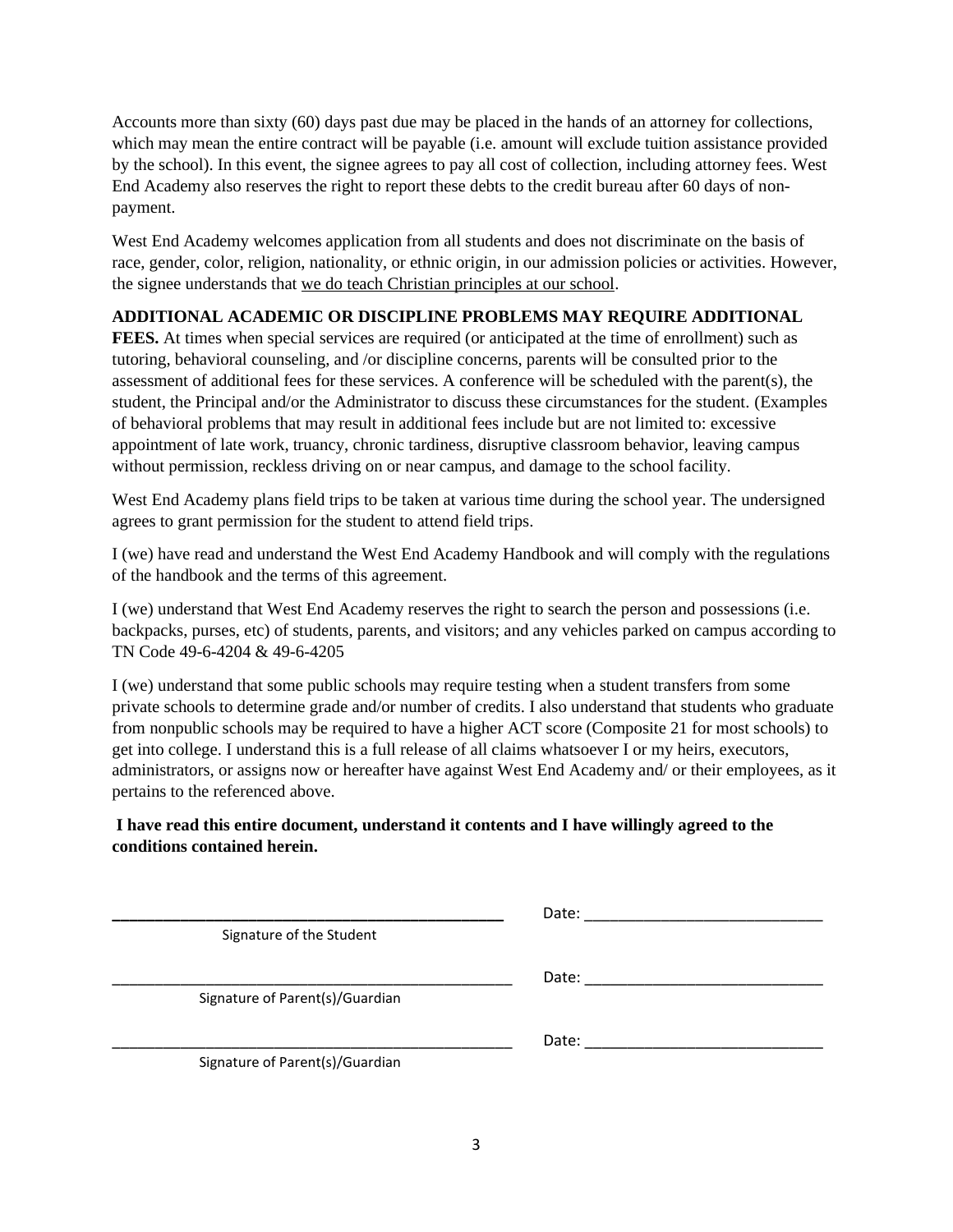Accounts more than sixty (60) days past due may be placed in the hands of an attorney for collections, which may mean the entire contract will be payable (i.e. amount will exclude tuition assistance provided by the school). In this event, the signee agrees to pay all cost of collection, including attorney fees. West End Academy also reserves the right to report these debts to the credit bureau after 60 days of non-payment.

West End Academy welcomes application from all students and does not discriminate on the basis of race, gender, color, religion, nationality, or ethnic origin, in our admission policies or activities. However, the signee understands that <u>we do teach Christian principles at our school</u>.

**ADDITIONAL ACADEMIC OR DISCIPLINE PROBLEMS MAY REQUIRE ADDITIONAL FEES.** At times when special services are required (or anticipated at the time of enrollment) such as tutoring, behavioral counseling, and /or discipline concerns, parents will be consulted prior to the assessment of additional fees for these services. A conference will be scheduled with the parent(s), the student, the Principal and/or the Administrator to discuss these circumstances for the student. (Examples of behavioral problems that may result in additional fees include but are not limited to: excessive appointment of late work, truancy, chronic tardiness, disruptive classroom behavior, leaving campus without permission, reckless driving on or near campus, and damage to the school facility.

West End Academy plans field trips to be taken at various time during the school year. The undersigned agrees to grant permission for the student to attend field trips.

I (we) have read and understand the West End Academy Handbook and will comply with the regulations of the handbook and the terms of this agreement.

I (we) understand that West End Academy reserves the right to search the person and possessions (i.e. backpacks, purses, etc) of students, parents, and visitors; and any vehicles parked on campus according to TN Code 49-6-4204 & 49-6-4205

I (we) understand that some public schools may require testing when a student transfers from some private schools to determine grade and/or number of credits. I also understand that students who graduate from nonpublic schools may be required to have a higher ACT score (Composite 21 for most schools) to get into college. I understand this is a full release of all claims whatsoever I or my heirs, executors, administrators, or assigns now or hereafter have against West End Academy and/ or their employees, as it pertains to the referenced above.

**I have read this entire document, understand it contents and I have willingly agreed to the conditions contained herein.**

_______________________________________ Date: ___________________________
Signature of the Student

_______________________________________ Date: ___________________________
Signature of Parent(s)/Guardian

_______________________________________ Date: ___________________________
Signature of Parent(s)/Guardian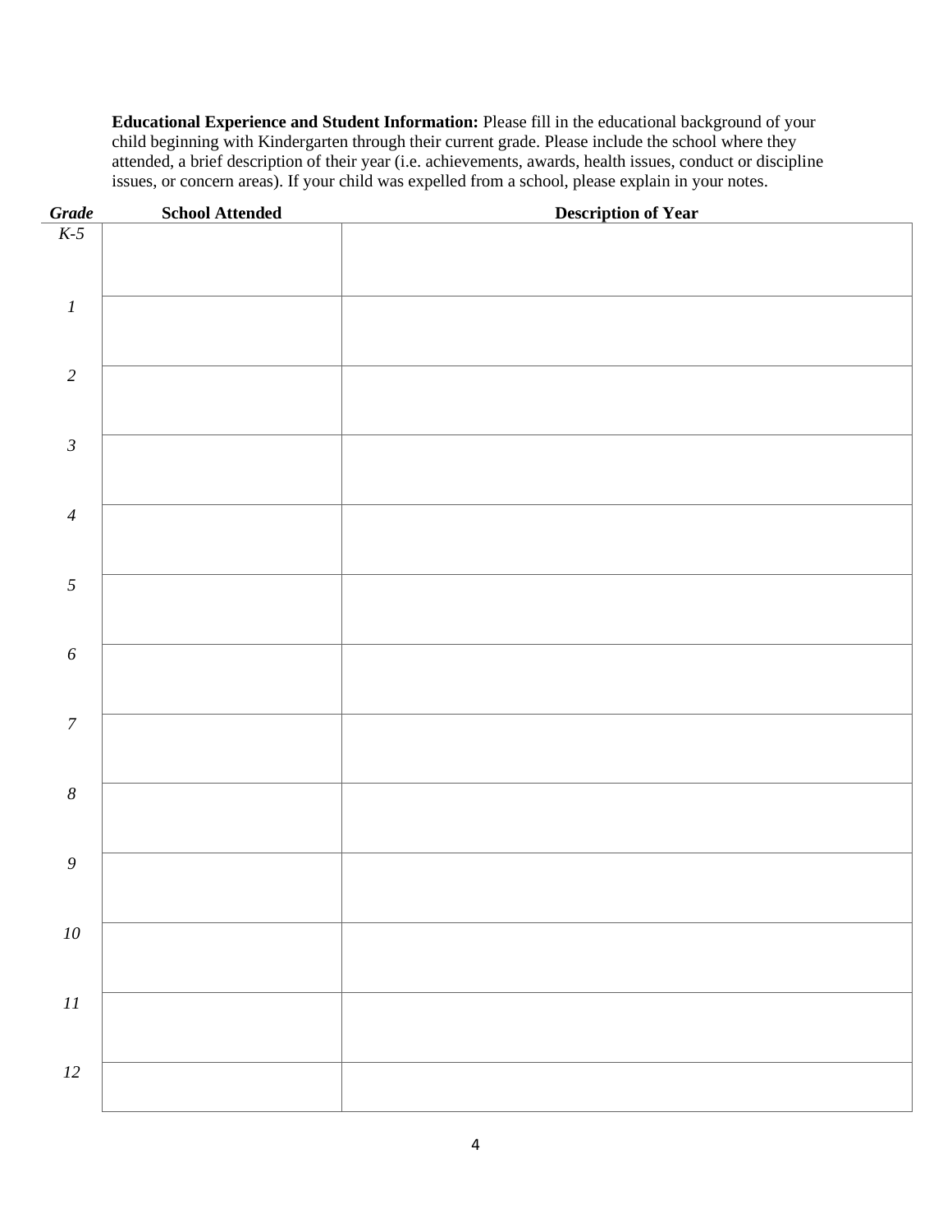**Educational Experience and Student Information:** Please fill in the educational background of your child beginning with Kindergarten through their current grade. Please include the school where they attended, a brief description of their year (i.e. achievements, awards, health issues, conduct or discipline issues, or concern areas). If your child was expelled from a school, please explain in your notes.

| ***Grade*** | **School Attended** | **Description of Year** |
|---|---|---|
| *K-5* | | |
| *1* | | |
| *2* | | |
| *3* | | |
| *4* | | |
| *5* | | |
| *6* | | |
| *7* | | |
| *8* | | |
| *9* | | |
| *10* | | |
| *11* | | |
| *12* | | |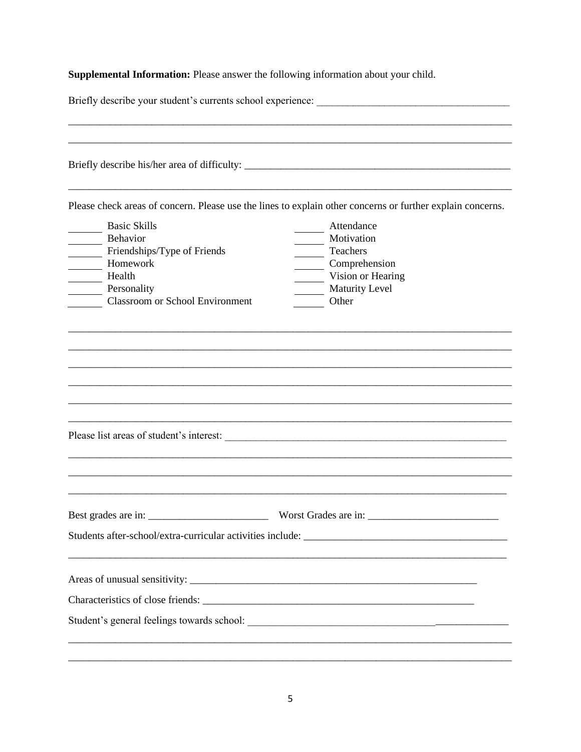**Supplemental Information:** Please answer the following information about your child.

Briefly describe your student's currents school experience: ____________________________________

_____________________________________________________________________________________

_____________________________________________________________________________________

Briefly describe his/her area of difficulty: ___________________________________________________

_____________________________________________________________________________________

Please check areas of concern. Please use the lines to explain other concerns or further explain concerns.

| | | | |
|---|---|---|---|
| ______ | Basic Skills | ______ | Attendance |
| ______ | Behavior | ______ | Motivation |
| ______ | Friendships/Type of Friends | ______ | Teachers |
| ______ | Homework | ______ | Comprehension |
| ______ | Health | ______ | Vision or Hearing |
| ______ | Personality | ______ | Maturity Level |
| ______ | Classroom or School Environment | ______ | Other |

_____________________________________________________________________________________

_____________________________________________________________________________________

_____________________________________________________________________________________

_____________________________________________________________________________________

_____________________________________________________________________________________

_____________________________________________________________________________________

Please list areas of student's interest: ______________________________________________________

_____________________________________________________________________________________

_____________________________________________________________________________________

_____________________________________________________________________________________

Best grades are in: _______________________ Worst Grades are in: _________________________

Students after-school/extra-curricular activities include: _______________________________________

_____________________________________________________________________________________

Areas of unusual sensitivity: ________________________________________________________

Characteristics of close friends: _____________________________________________________

Student's general feelings towards school: ___________________________________________________

_____________________________________________________________________________________

_____________________________________________________________________________________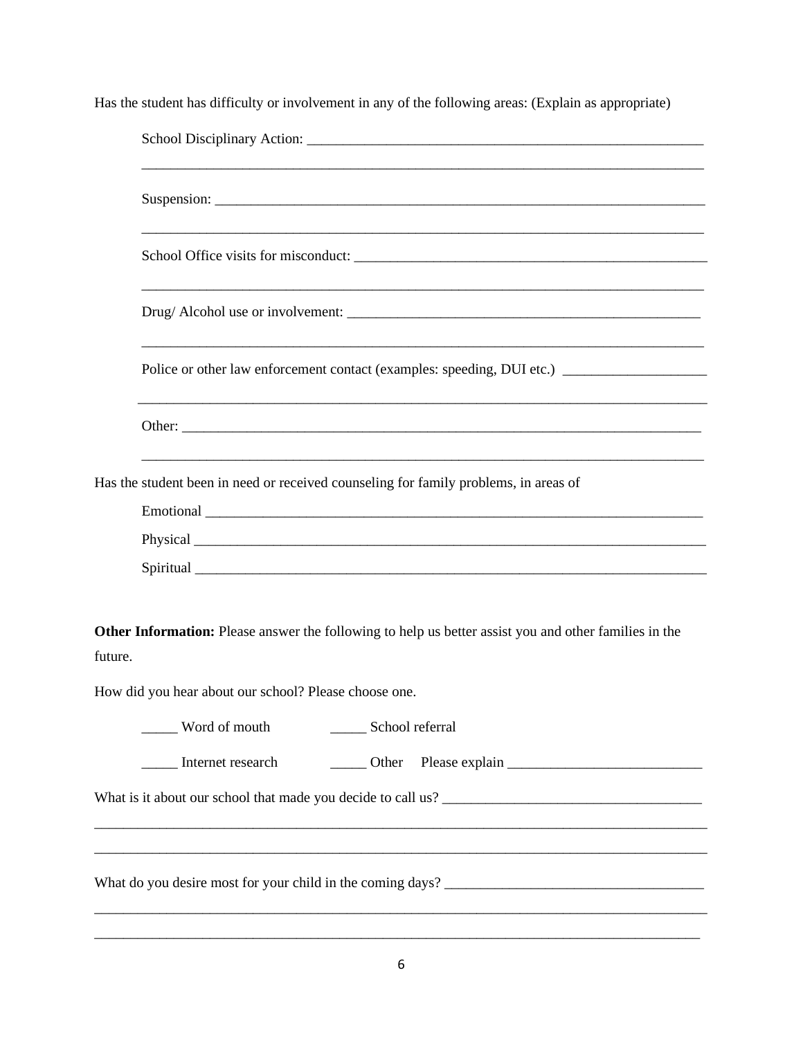Has the student has difficulty or involvement in any of the following areas: (Explain as appropriate)

School Disciplinary Action: ___________________________________________________________

_______________________________________________________________________________

Suspension: _____________________________________________________________________

_______________________________________________________________________________

School Office visits for misconduct: ____________________________________________________

_______________________________________________________________________________

Drug/ Alcohol use or involvement: _____________________________________________________

_______________________________________________________________________________

Police or other law enforcement contact (examples: speeding, DUI etc.) ____________________

_______________________________________________________________________________

Other: __________________________________________________________________________

_______________________________________________________________________________

Has the student been in need or received counseling for family problems, in areas of

Emotional _______________________________________________________________________

Physical ________________________________________________________________________

Spiritual ________________________________________________________________________

**Other Information:** Please answer the following to help us better assist you and other families in the future.

How did you hear about our school? Please choose one.

_____ Word of mouth _____ School referral

_____ Internet research _____ Other Please explain ___________________________

What is it about our school that made you decide to call us? ____________________________________

_______________________________________________________________________________________

_______________________________________________________________________________________

What do you desire most for your child in the coming days? ____________________________________

_______________________________________________________________________________________

_______________________________________________________________________________________